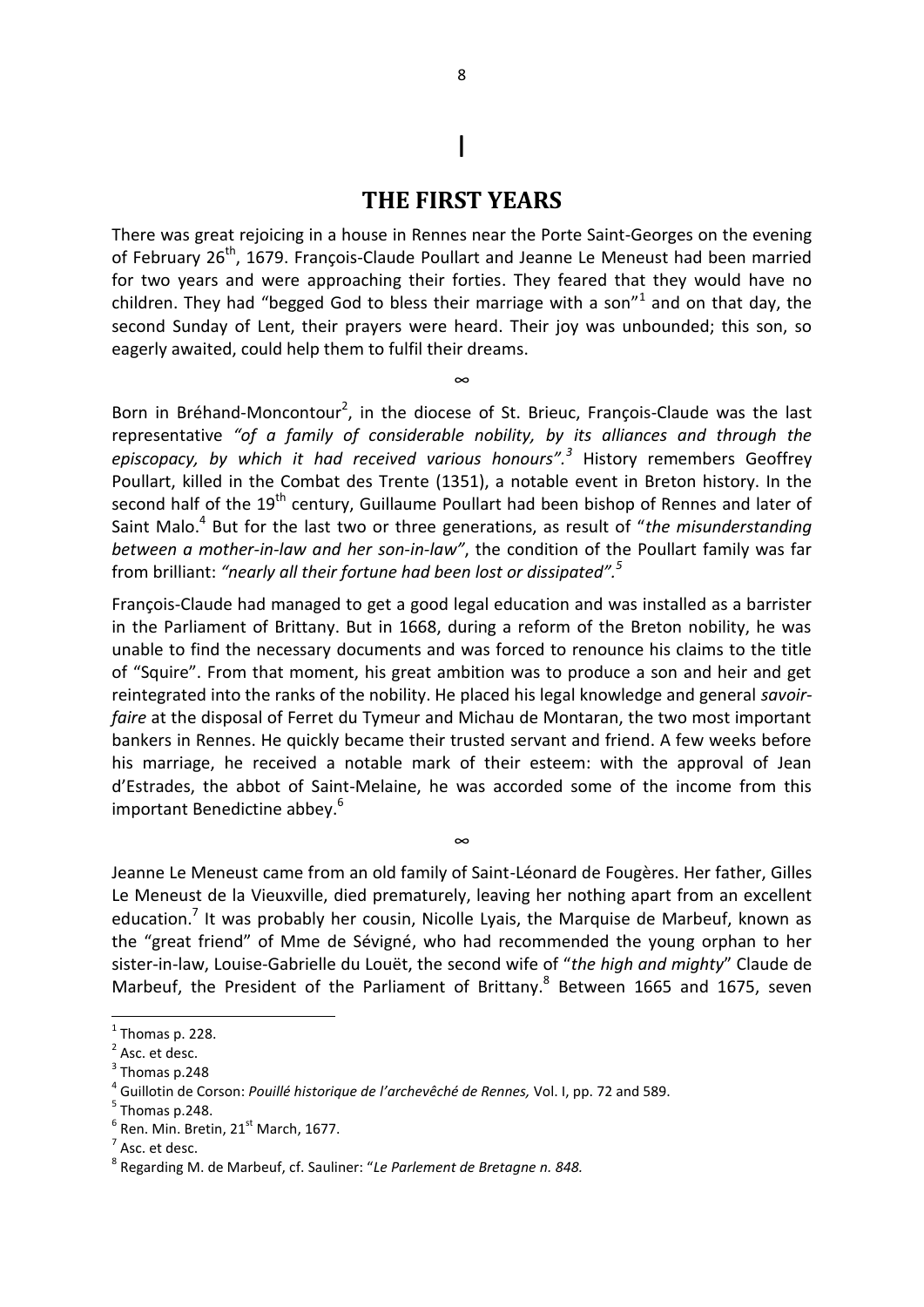# I

## THE FIRST YEARS

There was great rejoicing in a house in Rennes near the Porte Saint-Georges on the evening of February 26th, 1679. François-Claude Poullart and Jeanne Le Meneust had been married for two years and were approaching their forties. They feared that they would have no children. They had "begged God to bless their marriage with a son"[1] and on that day, the second Sunday of Lent, their prayers were heard. Their joy was unbounded; this son, so eagerly awaited, could help them to fulfil their dreams.

∞

Born in Bréhand-Moncontour[2], in the diocese of St. Brieuc, François-Claude was the last representative *"of a family of considerable nobility, by its alliances and through the episcopacy, by which it had received various honours".*[3] History remembers Geoffrey Poullart, killed in the Combat des Trente (1351), a notable event in Breton history. In the second half of the 19th century, Guillaume Poullart had been bishop of Rennes and later of Saint Malo.[4] But for the last two or three generations, as result of "*the misunderstanding between a mother-in-law and her son-in-law"*, the condition of the Poullart family was far from brilliant: *"nearly all their fortune had been lost or dissipated".*[5]

François-Claude had managed to get a good legal education and was installed as a barrister in the Parliament of Brittany. But in 1668, during a reform of the Breton nobility, he was unable to find the necessary documents and was forced to renounce his claims to the title of "Squire". From that moment, his great ambition was to produce a son and heir and get reintegrated into the ranks of the nobility. He placed his legal knowledge and general *savoir-faire* at the disposal of Ferret du Tymeur and Michau de Montaran, the two most important bankers in Rennes. He quickly became their trusted servant and friend. A few weeks before his marriage, he received a notable mark of their esteem: with the approval of Jean d'Estrades, the abbot of Saint-Melaine, he was accorded some of the income from this important Benedictine abbey.[6]

∞

Jeanne Le Meneust came from an old family of Saint-Léonard de Fougères. Her father, Gilles Le Meneust de la Vieuxville, died prematurely, leaving her nothing apart from an excellent education.[7] It was probably her cousin, Nicolle Lyais, the Marquise de Marbeuf, known as the "great friend" of Mme de Sévigné, who had recommended the young orphan to her sister-in-law, Louise-Gabrielle du Louët, the second wife of "*the high and mighty*" Claude de Marbeuf, the President of the Parliament of Brittany.[8] Between 1665 and 1675, seven

---

[1] Thomas p. 228.

[2] Asc. et desc.

[3] Thomas p.248

[4] Guillotin de Corson: *Pouillé historique de l'archevêché de Rennes,* Vol. I, pp. 72 and 589.

[5] Thomas p.248.

[6] Ren. Min. Bretin, 21st March, 1677.

[7] Asc. et desc.

[8] Regarding M. de Marbeuf, cf. Sauliner: "*Le Parlement de Bretagne n. 848.*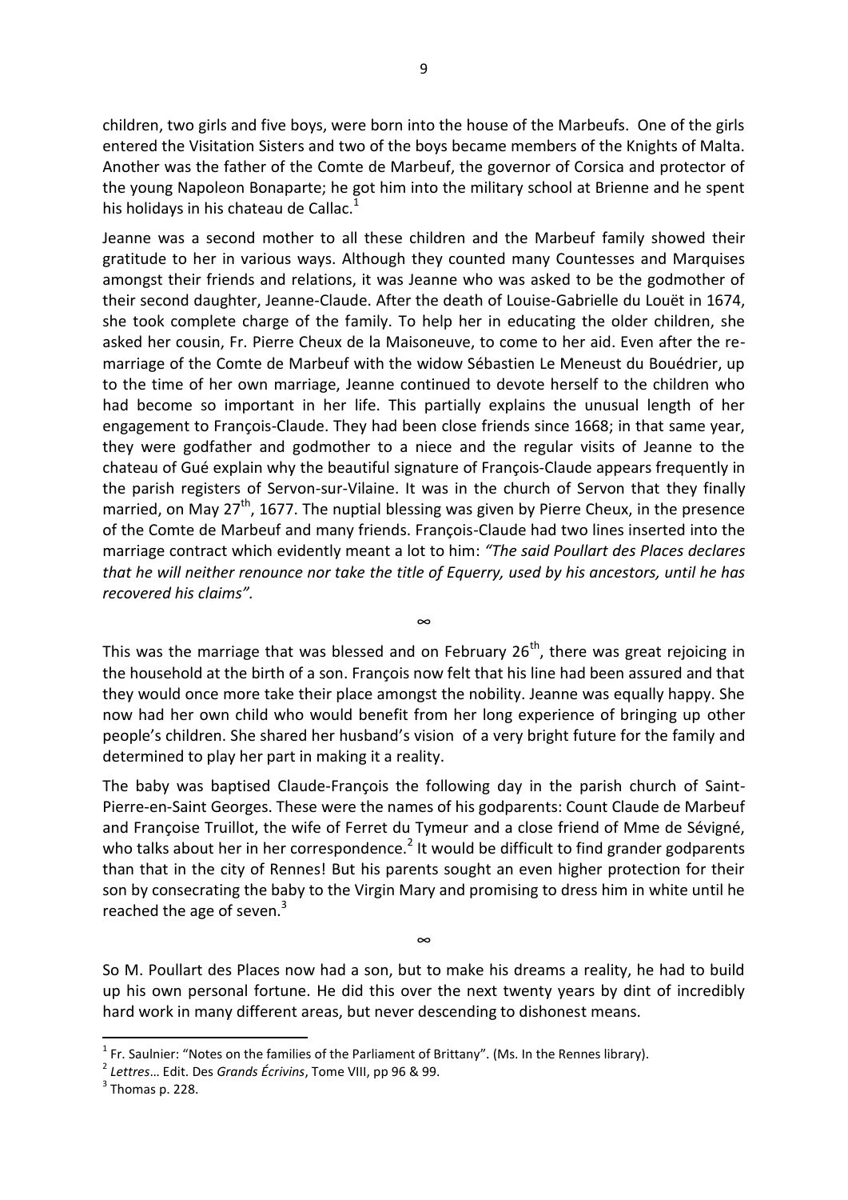children, two girls and five boys, were born into the house of the Marbeufs. One of the girls entered the Visitation Sisters and two of the boys became members of the Knights of Malta. Another was the father of the Comte de Marbeuf, the governor of Corsica and protector of the young Napoleon Bonaparte; he got him into the military school at Brienne and he spent his holidays in his chateau de Callac.[1]

Jeanne was a second mother to all these children and the Marbeuf family showed their gratitude to her in various ways. Although they counted many Countesses and Marquises amongst their friends and relations, it was Jeanne who was asked to be the godmother of their second daughter, Jeanne-Claude. After the death of Louise-Gabrielle du Louët in 1674, she took complete charge of the family. To help her in educating the older children, she asked her cousin, Fr. Pierre Cheux de la Maisoneuve, to come to her aid. Even after the re-marriage of the Comte de Marbeuf with the widow Sébastien Le Meneust du Bouédrier, up to the time of her own marriage, Jeanne continued to devote herself to the children who had become so important in her life. This partially explains the unusual length of her engagement to François-Claude. They had been close friends since 1668; in that same year, they were godfather and godmother to a niece and the regular visits of Jeanne to the chateau of Gué explain why the beautiful signature of François-Claude appears frequently in the parish registers of Servon-sur-Vilaine. It was in the church of Servon that they finally married, on May 27th, 1677. The nuptial blessing was given by Pierre Cheux, in the presence of the Comte de Marbeuf and many friends. François-Claude had two lines inserted into the marriage contract which evidently meant a lot to him: *"The said Poullart des Places declares that he will neither renounce nor take the title of Equerry, used by his ancestors, until he has recovered his claims".*

∞

This was the marriage that was blessed and on February 26th, there was great rejoicing in the household at the birth of a son. François now felt that his line had been assured and that they would once more take their place amongst the nobility. Jeanne was equally happy. She now had her own child who would benefit from her long experience of bringing up other people's children. She shared her husband's vision of a very bright future for the family and determined to play her part in making it a reality.

The baby was baptised Claude-François the following day in the parish church of Saint-Pierre-en-Saint Georges. These were the names of his godparents: Count Claude de Marbeuf and Françoise Truillot, the wife of Ferret du Tymeur and a close friend of Mme de Sévigné, who talks about her in her correspondence.[2] It would be difficult to find grander godparents than that in the city of Rennes! But his parents sought an even higher protection for their son by consecrating the baby to the Virgin Mary and promising to dress him in white until he reached the age of seven.[3]

∞

So M. Poullart des Places now had a son, but to make his dreams a reality, he had to build up his own personal fortune. He did this over the next twenty years by dint of incredibly hard work in many different areas, but never descending to dishonest means.

---

[1] Fr. Saulnier: "Notes on the families of the Parliament of Brittany". (Ms. In the Rennes library).

[2] *Lettres*… Edit. Des *Grands Écrivins*, Tome VIII, pp 96 & 99.

[3] Thomas p. 228.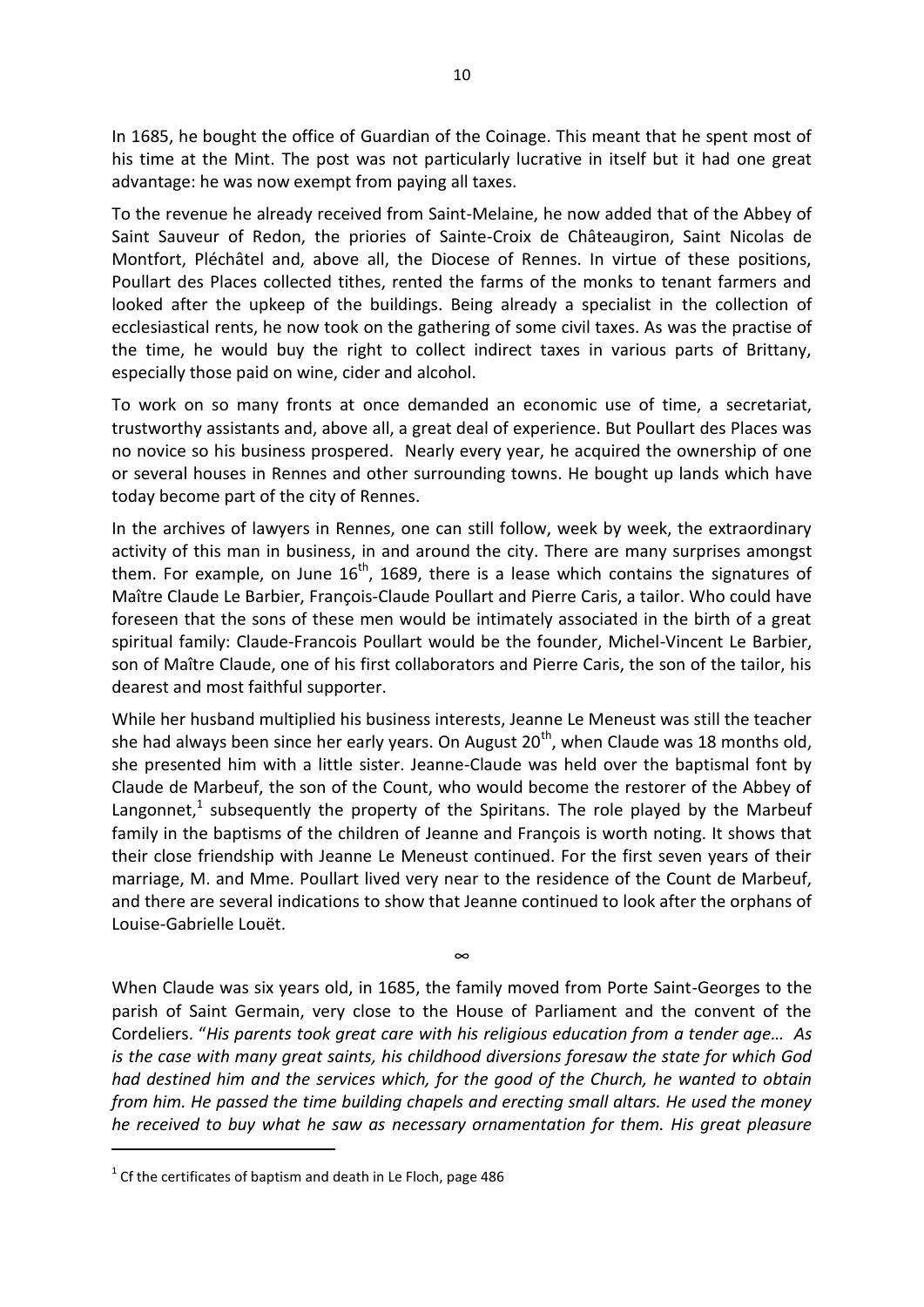In 1685, he bought the office of Guardian of the Coinage. This meant that he spent most of his time at the Mint. The post was not particularly lucrative in itself but it had one great advantage: he was now exempt from paying all taxes.

To the revenue he already received from Saint-Melaine, he now added that of the Abbey of Saint Sauveur of Redon, the priories of Sainte-Croix de Châteaugiron, Saint Nicolas de Montfort, Pléchâtel and, above all, the Diocese of Rennes. In virtue of these positions, Poullart des Places collected tithes, rented the farms of the monks to tenant farmers and looked after the upkeep of the buildings. Being already a specialist in the collection of ecclesiastical rents, he now took on the gathering of some civil taxes. As was the practise of the time, he would buy the right to collect indirect taxes in various parts of Brittany, especially those paid on wine, cider and alcohol.

To work on so many fronts at once demanded an economic use of time, a secretariat, trustworthy assistants and, above all, a great deal of experience. But Poullart des Places was no novice so his business prospered. Nearly every year, he acquired the ownership of one or several houses in Rennes and other surrounding towns. He bought up lands which have today become part of the city of Rennes.

In the archives of lawyers in Rennes, one can still follow, week by week, the extraordinary activity of this man in business, in and around the city. There are many surprises amongst them. For example, on June 16th, 1689, there is a lease which contains the signatures of Maître Claude Le Barbier, François-Claude Poullart and Pierre Caris, a tailor. Who could have foreseen that the sons of these men would be intimately associated in the birth of a great spiritual family: Claude-Francois Poullart would be the founder, Michel-Vincent Le Barbier, son of Maître Claude, one of his first collaborators and Pierre Caris, the son of the tailor, his dearest and most faithful supporter.

While her husband multiplied his business interests, Jeanne Le Meneust was still the teacher she had always been since her early years. On August 20th, when Claude was 18 months old, she presented him with a little sister. Jeanne-Claude was held over the baptismal font by Claude de Marbeuf, the son of the Count, who would become the restorer of the Abbey of Langonnet,[1] subsequently the property of the Spiritans. The role played by the Marbeuf family in the baptisms of the children of Jeanne and François is worth noting. It shows that their close friendship with Jeanne Le Meneust continued. For the first seven years of their marriage, M. and Mme. Poullart lived very near to the residence of the Count de Marbeuf, and there are several indications to show that Jeanne continued to look after the orphans of Louise-Gabrielle Louët.

∞

When Claude was six years old, in 1685, the family moved from Porte Saint-Georges to the parish of Saint Germain, very close to the House of Parliament and the convent of the Cordeliers. "*His parents took great care with his religious education from a tender age… As is the case with many great saints, his childhood diversions foresaw the state for which God had destined him and the services which, for the good of the Church, he wanted to obtain from him. He passed the time building chapels and erecting small altars. He used the money he received to buy what he saw as necessary ornamentation for them. His great pleasure*

---

[1] Cf the certificates of baptism and death in Le Floch, page 486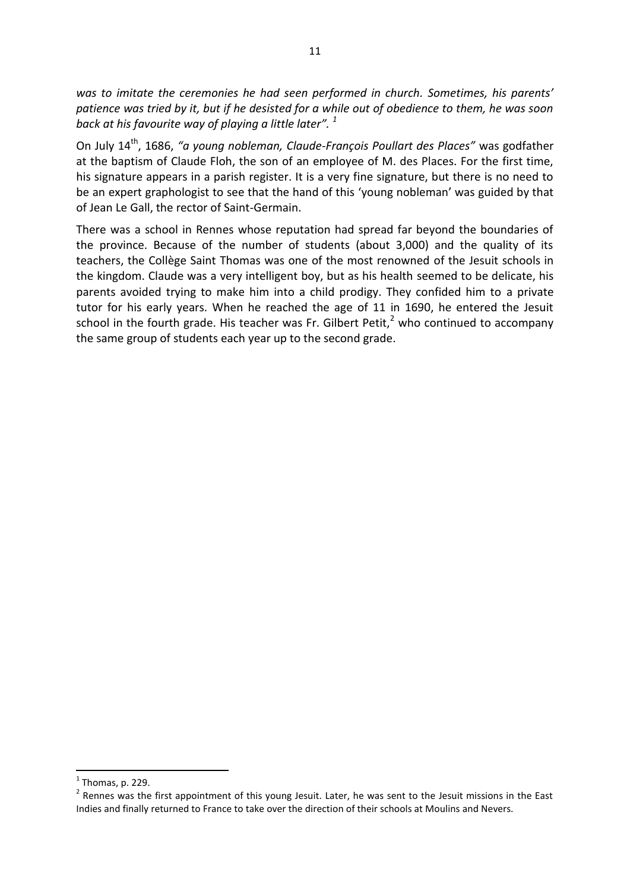*was to imitate the ceremonies he had seen performed in church. Sometimes, his parents' patience was tried by it, but if he desisted for a while out of obedience to them, he was soon back at his favourite way of playing a little later".* [1]

On July 14th, 1686, *"a young nobleman, Claude-François Poullart des Places"* was godfather at the baptism of Claude Floh, the son of an employee of M. des Places. For the first time, his signature appears in a parish register. It is a very fine signature, but there is no need to be an expert graphologist to see that the hand of this 'young nobleman' was guided by that of Jean Le Gall, the rector of Saint-Germain.

There was a school in Rennes whose reputation had spread far beyond the boundaries of the province. Because of the number of students (about 3,000) and the quality of its teachers, the Collège Saint Thomas was one of the most renowned of the Jesuit schools in the kingdom. Claude was a very intelligent boy, but as his health seemed to be delicate, his parents avoided trying to make him into a child prodigy. They confided him to a private tutor for his early years. When he reached the age of 11 in 1690, he entered the Jesuit school in the fourth grade. His teacher was Fr. Gilbert Petit,[2] who continued to accompany the same group of students each year up to the second grade.

---

[1] Thomas, p. 229.

[2] Rennes was the first appointment of this young Jesuit. Later, he was sent to the Jesuit missions in the East Indies and finally returned to France to take over the direction of their schools at Moulins and Nevers.